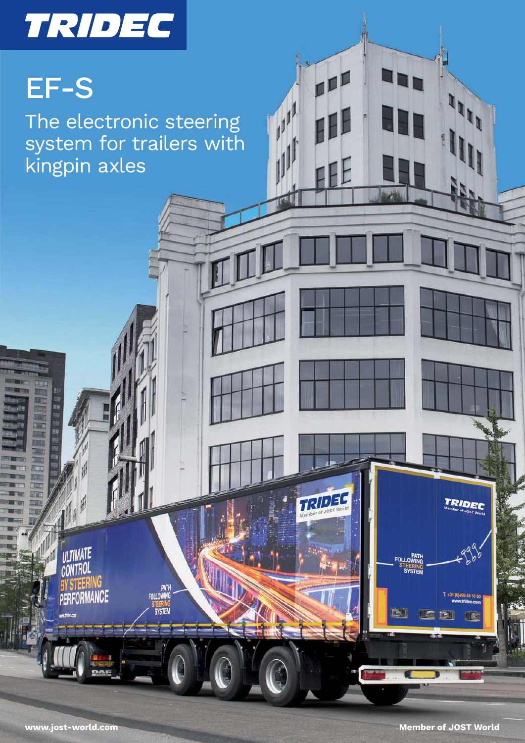# TRIDEC

## EF-S

The electronic steering system for trailers with kingpin axles

www.jost-world.com

Member of JOST World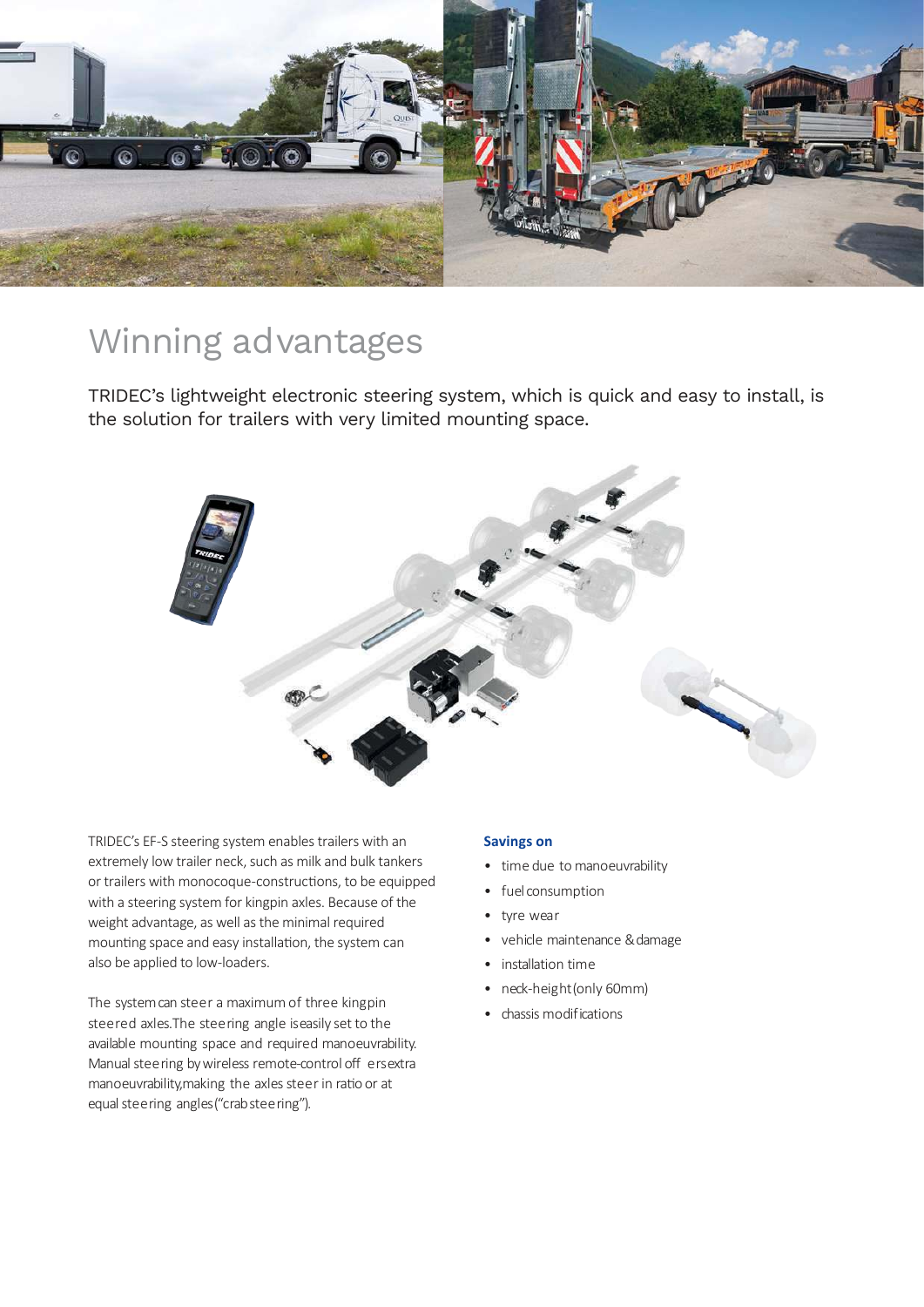# Winning advantages

TRIDEC's lightweight electronic steering system, which is quick and easy to install, is the solution for trailers with very limited mounting space.

TRIDEC's EF-S steering system enables trailers with an extremely low trailer neck, such as milk and bulk tankers or trailers with monocoque-constructions, to be equipped with a steering system for kingpin axles. Because of the weight advantage, as well as the minimal required mounting space and easy installation, the system can also be applied to low-loaders.

The system can steer a maximum of three kingpin steered axles. The steering angle is easily set to the available mounting space and required manoeuvrability. Manual steering by wireless remote-control offers extra manoeuvrability, making the axles steer in ratio or at equal steering angles ("crab steering").

**Savings on**

- time due to manoeuvrability
- fuel consumption
- tyre wear
- vehicle maintenance & damage
- installation time
- neck-height (only 60mm)
- chassis modifications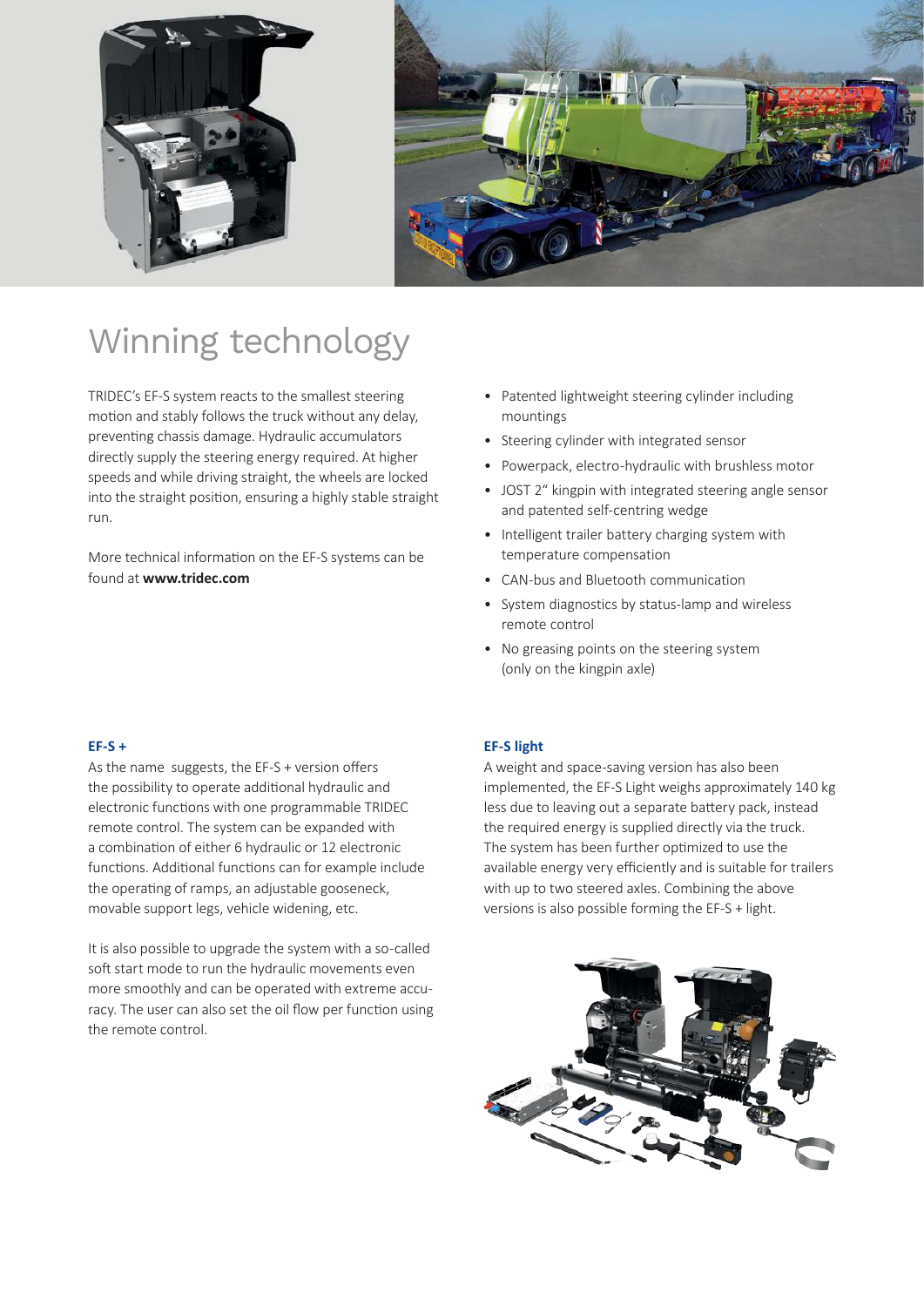# Winning technology

TRIDEC's EF-S system reacts to the smallest steering motion and stably follows the truck without any delay, preventing chassis damage. Hydraulic accumulators directly supply the steering energy required. At higher speeds and while driving straight, the wheels are locked into the straight position, ensuring a highly stable straight run.

More technical information on the EF-S systems can be found at **www.tridec.com**

- Patented lightweight steering cylinder including mountings
- Steering cylinder with integrated sensor
- Powerpack, electro-hydraulic with brushless motor
- JOST 2" kingpin with integrated steering angle sensor and patented self-centring wedge
- Intelligent trailer battery charging system with temperature compensation
- CAN-bus and Bluetooth communication
- System diagnostics by status-lamp and wireless remote control
- No greasing points on the steering system (only on the kingpin axle)

### EF-S +

As the name suggests, the EF-S + version offers the possibility to operate additional hydraulic and electronic functions with one programmable TRIDEC remote control. The system can be expanded with a combination of either 6 hydraulic or 12 electronic functions. Additional functions can for example include the operating of ramps, an adjustable gooseneck, movable support legs, vehicle widening, etc.

It is also possible to upgrade the system with a so-called soft start mode to run the hydraulic movements even more smoothly and can be operated with extreme accuracy. The user can also set the oil flow per function using the remote control.

### EF-S light

A weight and space-saving version has also been implemented, the EF-S Light weighs approximately 140 kg less due to leaving out a separate battery pack, instead the required energy is supplied directly via the truck. The system has been further optimized to use the available energy very efficiently and is suitable for trailers with up to two steered axles. Combining the above versions is also possible forming the EF-S + light.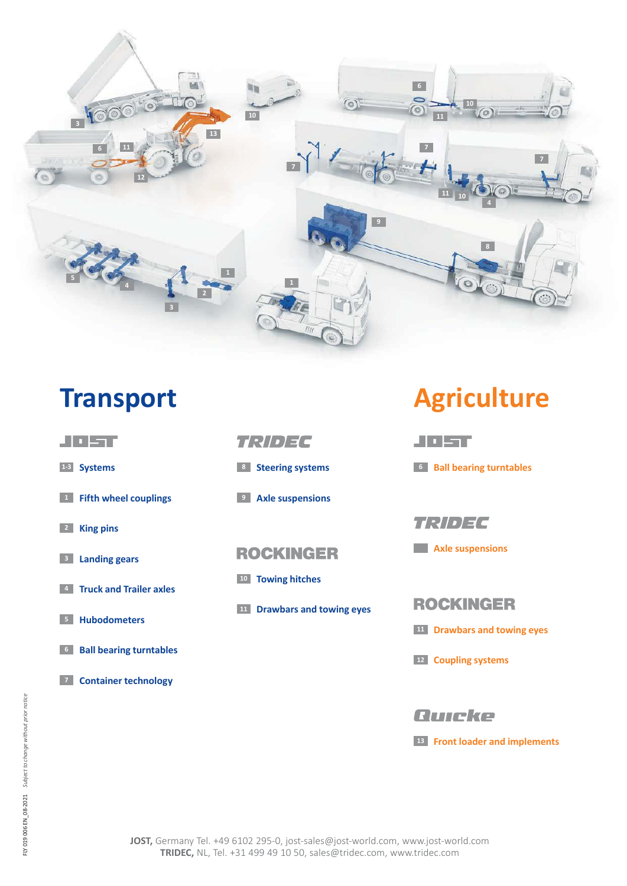# Transport

**JOST**

- 1-3 Systems
- 1 Fifth wheel couplings
- 2 King pins
- 3 Landing gears
- 4 Truck and Trailer axles
- 5 Hubodometers
- 6 Ball bearing turntables
- 7 Container technology

**TRIDEC**

- 8 Steering systems
- 9 Axle suspensions

**ROCKINGER**

- 10 Towing hitches
- 11 Drawbars and towing eyes

# Agriculture

**JOST**

- 6 Ball bearing turntables

**TRIDEC**

- Axle suspensions

**ROCKINGER**

- 11 Drawbars and towing eyes
- 12 Coupling systems

**Quicke**

- 13 Front loader and implements

FLY 019 006 EN_08-2021 *Subject to change without prior notice*

**JOST,** Germany Tel. +49 6102 295-0, jost-sales@jost-world.com, www.jost-world.com
**TRIDEC,** NL, Tel. +31 499 49 10 50, sales@tridec.com, www.tridec.com